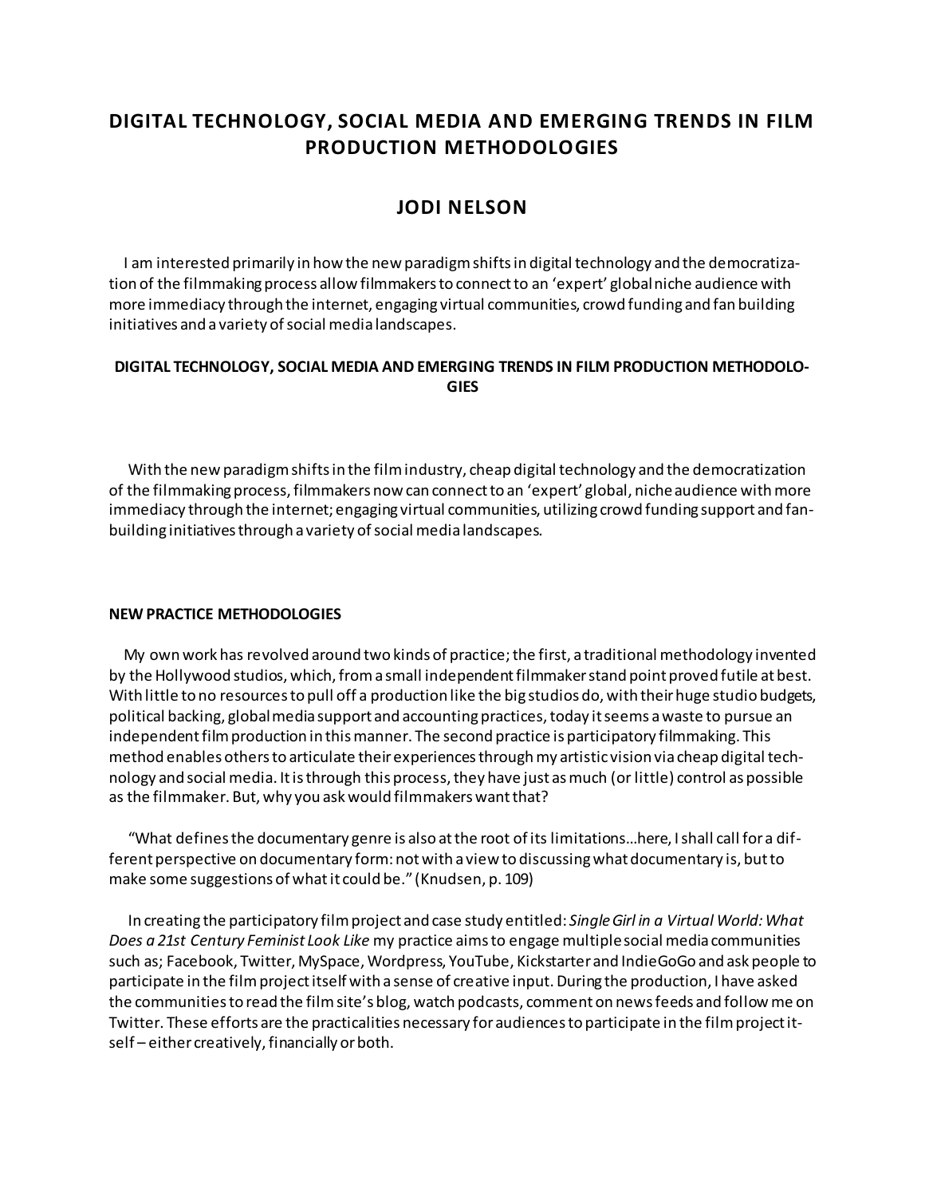# DIGITAL TECHNOLOGY, SOCIAL MEDIA AND EMERGING TRENDS IN FILM PRODUCTION METHODOLOGIES

## JODI NELSON

I am interested primarily in how the new paradigm shifts in digital technology and the democratization of the filmmaking process allow filmmakers to connect to an 'expert' global niche audience with more immediacy through the internet, engaging virtual communities, crowd funding and fan building initiatives and a variety of social media landscapes.

### DIGITAL TECHNOLOGY, SOCIAL MEDIA AND EMERGING TRENDS IN FILM PRODUCTION METHODOLOGIES

With the new paradigm shifts in the film industry, cheap digital technology and the democratization of the filmmaking process, filmmakers now can connect to an 'expert' global, niche audience with more immediacy through the internet; engaging virtual communities, utilizing crowd funding support and fan-building initiatives through a variety of social media landscapes.

### NEW PRACTICE METHODOLOGIES

My own work has revolved around two kinds of practice; the first, a traditional methodology invented by the Hollywood studios, which, from a small independent filmmaker stand point proved futile at best. With little to no resources to pull off a production like the big studios do, with their huge studio budgets, political backing, global media support and accounting practices, today it seems a waste to pursue an independent film production in this manner. The second practice is participatory filmmaking. This method enables others to articulate their experiences through my artistic vision via cheap digital technology and social media. It is through this process, they have just as much (or little) control as possible as the filmmaker. But, why you ask would filmmakers want that?

"What defines the documentary genre is also at the root of its limitations…here, I shall call for a different perspective on documentary form: not with a view to discussing what documentary is, but to make some suggestions of what it could be." (Knudsen, p. 109)

In creating the participatory film project and case study entitled: *Single Girl in a Virtual World: What Does a 21st Century Feminist Look Like* my practice aims to engage multiple social media communities such as; Facebook, Twitter, MySpace, Wordpress, YouTube, Kickstarter and IndieGoGo and ask people to participate in the film project itself with a sense of creative input. During the production, I have asked the communities to read the film site's blog, watch podcasts, comment on news feeds and follow me on Twitter. These efforts are the practicalities necessary for audiences to participate in the film project itself – either creatively, financially or both.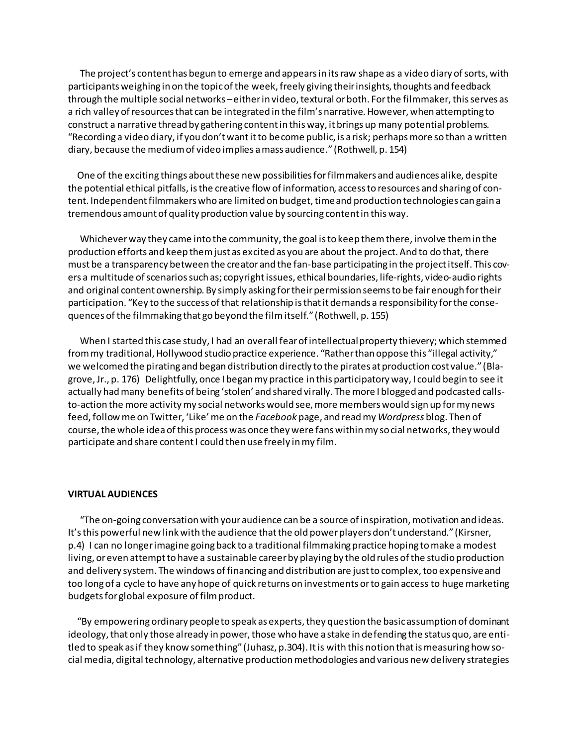The project's content has begun to emerge and appears in its raw shape as a video diary of sorts, with participants weighing in on the topic of the week, freely giving their insights, thoughts and feedback through the multiple social networks – either in video, textural or both. For the filmmaker, this serves as a rich valley of resources that can be integrated in the film's narrative. However, when attempting to construct a narrative thread by gathering content in this way, it brings up many potential problems. "Recording a video diary, if you don't want it to become public, is a risk; perhaps more so than a written diary, because the medium of video implies a mass audience." (Rothwell, p. 154)

One of the exciting things about these new possibilities for filmmakers and audiences alike, despite the potential ethical pitfalls, is the creative flow of information, access to resources and sharing of content. Independent filmmakers who are limited on budget, time and production technologies can gain a tremendous amount of quality production value by sourcing content in this way.

Whichever way they came into the community, the goal is to keep them there, involve them in the production efforts and keep them just as excited as you are about the project. And to do that, there must be a transparency between the creator and the fan-base participating in the project itself. This covers a multitude of scenarios such as; copyright issues, ethical boundaries, life-rights, video-audio rights and original content ownership. By simply asking for their permission seems to be fair enough for their participation. "Key to the success of that relationship is that it demands a responsibility for the consequences of the filmmaking that go beyond the film itself." (Rothwell, p. 155)

When I started this case study, I had an overall fear of intellectual property thievery; which stemmed from my traditional, Hollywood studio practice experience. "Rather than oppose this "illegal activity," we welcomed the pirating and began distribution directly to the pirates at production cost value." (Blagrove, Jr., p. 176) Delightfully, once I began my practice in this participatory way, I could begin to see it actually had many benefits of being 'stolen' and shared virally. The more I blogged and podcasted calls-to-action the more activity my social networks would see, more members would sign up for my news feed, follow me on Twitter, 'Like' me on the *Facebook* page, and read my *Wordpress* blog. Then of course, the whole idea of this process was once they were fans within my social networks, they would participate and share content I could then use freely in my film.

**VIRTUAL AUDIENCES**

"The on-going conversation with your audience can be a source of inspiration, motivation and ideas. It's this powerful new link with the audience that the old power players don't understand." (Kirsner, p.4) I can no longer imagine going back to a traditional filmmaking practice hoping to make a modest living, or even attempt to have a sustainable career by playing by the old rules of the studio production and delivery system. The windows of financing and distribution are just to complex, too expensive and too long of a cycle to have any hope of quick returns on investments or to gain access to huge marketing budgets for global exposure of film product.

"By empowering ordinary people to speak as experts, they question the basic assumption of dominant ideology, that only those already in power, those who have a stake in defending the status quo, are entitled to speak as if they know something" (Juhasz, p.304). It is with this notion that is measuring how social media, digital technology, alternative production methodologies and various new delivery strategies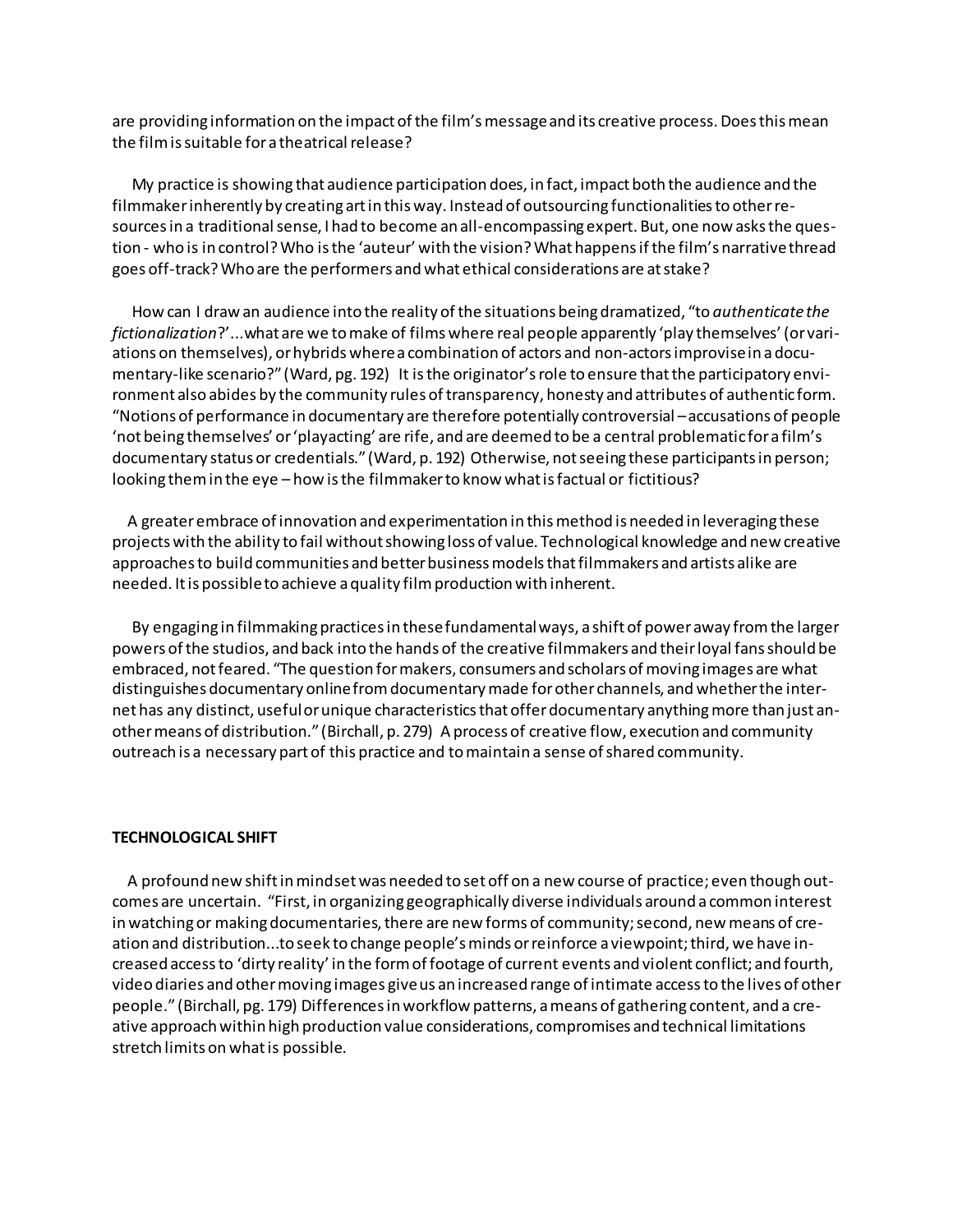are providing information on the impact of the film's message and its creative process. Does this mean the film is suitable for a theatrical release?

My practice is showing that audience participation does, in fact, impact both the audience and the filmmaker inherently by creating art in this way. Instead of outsourcing functionalities to other resources in a traditional sense, I had to become an all-encompassing expert. But, one now asks the question - who is in control? Who is the 'auteur' with the vision? What happens if the film's narrative thread goes off-track? Who are the performers and what ethical considerations are at stake?

How can I draw an audience into the reality of the situations being dramatized, "to *authenticate the fictionalization*?'...what are we to make of films where real people apparently 'play themselves' (or variations on themselves), or hybrids where a combination of actors and non-actors improvise in a documentary-like scenario?" (Ward, pg. 192) It is the originator's role to ensure that the participatory environment also abides by the community rules of transparency, honesty and attributes of authentic form. "Notions of performance in documentary are therefore potentially controversial – accusations of people 'not being themselves' or 'playacting' are rife, and are deemed to be a central problematic for a film's documentary status or credentials." (Ward, p. 192) Otherwise, not seeing these participants in person; looking them in the eye – how is the filmmaker to know what is factual or fictitious?

A greater embrace of innovation and experimentation in this method is needed in leveraging these projects with the ability to fail without showing loss of value. Technological knowledge and new creative approaches to build communities and better business models that filmmakers and artists alike are needed. It is possible to achieve a quality film production with inherent.

By engaging in filmmaking practices in these fundamental ways, a shift of power away from the larger powers of the studios, and back into the hands of the creative filmmakers and their loyal fans should be embraced, not feared. "The question for makers, consumers and scholars of moving images are what distinguishes documentary online from documentary made for other channels, and whether the internet has any distinct, useful or unique characteristics that offer documentary anything more than just another means of distribution." (Birchall, p. 279) A process of creative flow, execution and community outreach is a necessary part of this practice and to maintain a sense of shared community.

**TECHNOLOGICAL SHIFT**

A profound new shift in mindset was needed to set off on a new course of practice; even though outcomes are uncertain. "First, in organizing geographically diverse individuals around a common interest in watching or making documentaries, there are new forms of community; second, new means of creation and distribution...to seek to change people's minds or reinforce a viewpoint; third, we have increased access to 'dirty reality' in the form of footage of current events and violent conflict; and fourth, video diaries and other moving images give us an increased range of intimate access to the lives of other people." (Birchall, pg. 179) Differences in workflow patterns, a means of gathering content, and a creative approach within high production value considerations, compromises and technical limitations stretch limits on what is possible.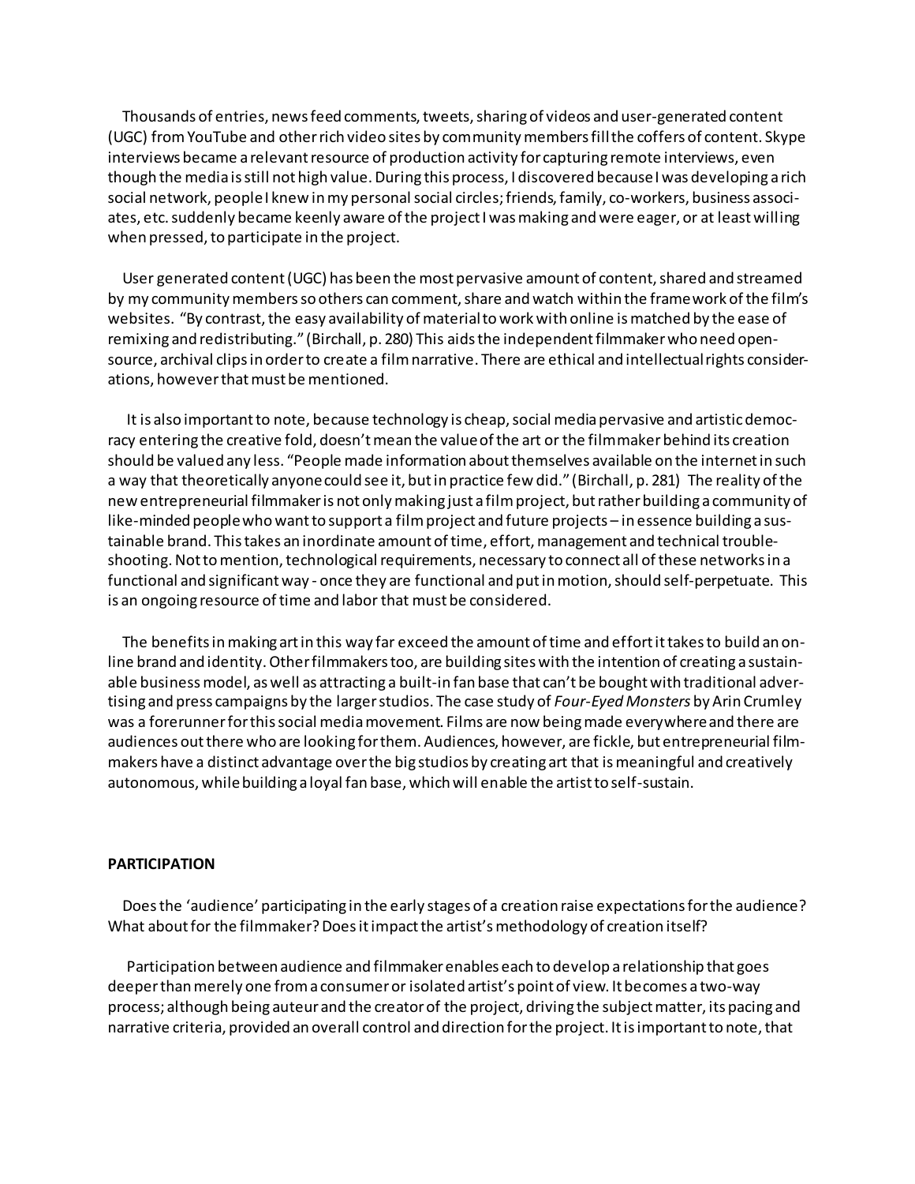Thousands of entries, news feed comments, tweets, sharing of videos and user-generated content (UGC) from YouTube and other rich video sites by community members fill the coffers of content. Skype interviews became a relevant resource of production activity for capturing remote interviews, even though the media is still not high value. During this process, I discovered because I was developing a rich social network, people I knew in my personal social circles; friends, family, co-workers, business associates, etc. suddenly became keenly aware of the project I was making and were eager, or at least willing when pressed, to participate in the project.

User generated content (UGC) has been the most pervasive amount of content, shared and streamed by my community members so others can comment, share and watch within the framework of the film's websites. "By contrast, the easy availability of material to work with online is matched by the ease of remixing and redistributing." (Birchall, p. 280) This aids the independent filmmaker who need open-source, archival clips in order to create a film narrative. There are ethical and intellectual rights considerations, however that must be mentioned.

It is also important to note, because technology is cheap, social media pervasive and artistic democracy entering the creative fold, doesn't mean the value of the art or the filmmaker behind its creation should be valued any less. "People made information about themselves available on the internet in such a way that theoretically anyone could see it, but in practice few did." (Birchall, p. 281) The reality of the new entrepreneurial filmmaker is not only making just a film project, but rather building a community of like-minded people who want to support a film project and future projects – in essence building a sustainable brand. This takes an inordinate amount of time, effort, management and technical troubleshooting. Not to mention, technological requirements, necessary to connect all of these networks in a functional and significant way - once they are functional and put in motion, should self-perpetuate. This is an ongoing resource of time and labor that must be considered.

The benefits in making art in this way far exceed the amount of time and effort it takes to build an online brand and identity. Other filmmakers too, are building sites with the intention of creating a sustainable business model, as well as attracting a built-in fan base that can't be bought with traditional advertising and press campaigns by the larger studios. The case study of *Four-Eyed Monsters* by Arin Crumley was a forerunner for this social media movement. Films are now being made everywhere and there are audiences out there who are looking for them. Audiences, however, are fickle, but entrepreneurial filmmakers have a distinct advantage over the big studios by creating art that is meaningful and creatively autonomous, while building a loyal fan base, which will enable the artist to self-sustain.

**PARTICIPATION**

Does the 'audience' participating in the early stages of a creation raise expectations for the audience? What about for the filmmaker? Does it impact the artist's methodology of creation itself?

Participation between audience and filmmaker enables each to develop a relationship that goes deeper than merely one from a consumer or isolated artist's point of view. It becomes a two-way process; although being auteur and the creator of the project, driving the subject matter, its pacing and narrative criteria, provided an overall control and direction for the project. It is important to note, that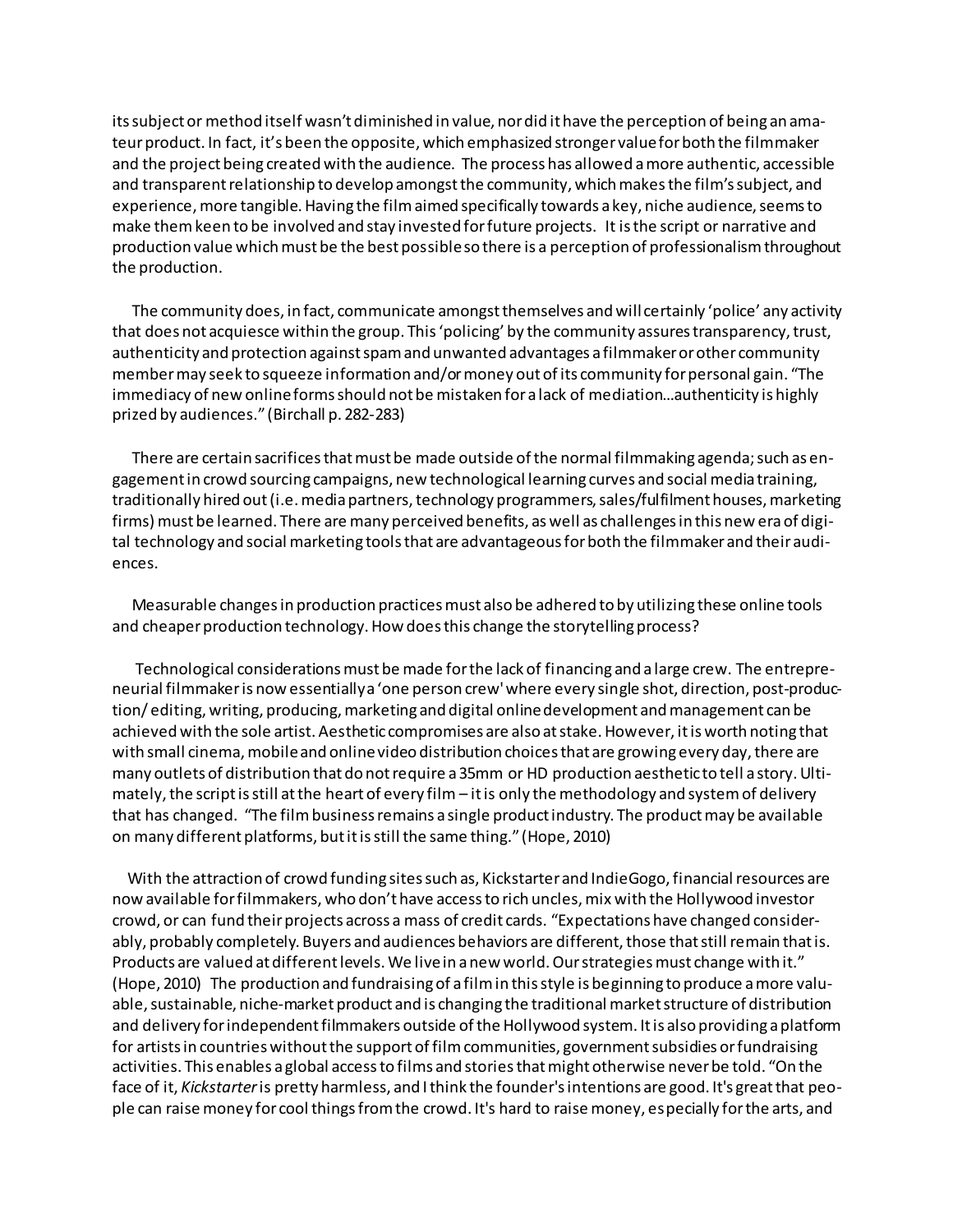its subject or method itself wasn't diminished in value, nor did it have the perception of being an amateur product. In fact, it's been the opposite, which emphasized stronger value for both the filmmaker and the project being created with the audience. The process has allowed a more authentic, accessible and transparent relationship to develop amongst the community, which makes the film's subject, and experience, more tangible. Having the film aimed specifically towards a key, niche audience, seems to make them keen to be involved and stay invested for future projects. It is the script or narrative and production value which must be the best possible so there is a perception of professionalism throughout the production.

The community does, in fact, communicate amongst themselves and will certainly 'police' any activity that does not acquiesce within the group. This 'policing' by the community assures transparency, trust, authenticity and protection against spam and unwanted advantages a filmmaker or other community member may seek to squeeze information and/or money out of its community for personal gain. "The immediacy of new online forms should not be mistaken for a lack of mediation…authenticity is highly prized by audiences." (Birchall p. 282-283)

There are certain sacrifices that must be made outside of the normal filmmaking agenda; such as engagement in crowd sourcing campaigns, new technological learning curves and social media training, traditionally hired out (i.e. media partners, technology programmers, sales/fulfilment houses, marketing firms) must be learned. There are many perceived benefits, as well as challenges in this new era of digital technology and social marketing tools that are advantageous for both the filmmaker and their audiences.

Measurable changes in production practices must also be adhered to by utilizing these online tools and cheaper production technology. How does this change the storytelling process?

Technological considerations must be made for the lack of financing and a large crew. The entrepreneurial filmmaker is now essentially a 'one person crew' where every single shot, direction, post-production/ editing, writing, producing, marketing and digital online development and management can be achieved with the sole artist. Aesthetic compromises are also at stake. However, it is worth noting that with small cinema, mobile and online video distribution choices that are growing every day, there are many outlets of distribution that do not require a 35mm or HD production aesthetic to tell a story. Ultimately, the script is still at the heart of every film – it is only the methodology and system of delivery that has changed. "The film business remains a single product industry. The product may be available on many different platforms, but it is still the same thing." (Hope, 2010)

With the attraction of crowd funding sites such as, Kickstarter and IndieGogo, financial resources are now available for filmmakers, who don't have access to rich uncles, mix with the Hollywood investor crowd, or can fund their projects across a mass of credit cards. "Expectations have changed considerably, probably completely. Buyers and audiences behaviors are different, those that still remain that is. Products are valued at different levels. We live in a new world. Our strategies must change with it." (Hope, 2010) The production and fundraising of a film in this style is beginning to produce a more valuable, sustainable, niche-market product and is changing the traditional market structure of distribution and delivery for independent filmmakers outside of the Hollywood system. It is also providing a platform for artists in countries without the support of film communities, government subsidies or fundraising activities. This enables a global access to films and stories that might otherwise never be told. "On the face of it, *Kickstarter* is pretty harmless, and I think the founder's intentions are good. It's great that people can raise money for cool things from the crowd. It's hard to raise money, especially for the arts, and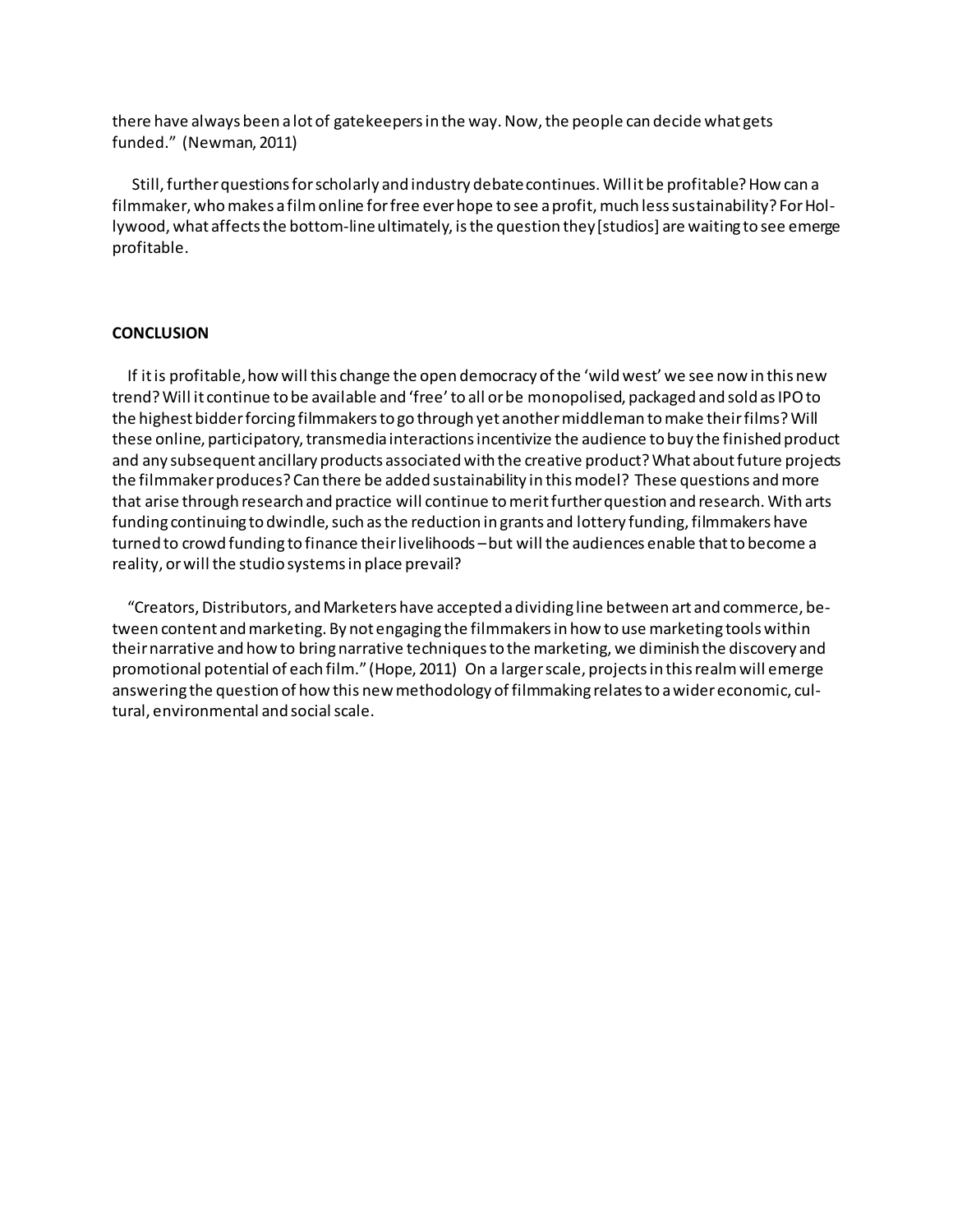there have always been a lot of gatekeepers in the way. Now, the people can decide what gets funded." (Newman, 2011)

Still, further questions for scholarly and industry debate continues. Will it be profitable? How can a filmmaker, who makes a film online for free ever hope to see a profit, much less sustainability? For Hollywood, what affects the bottom-line ultimately, is the question they [studios] are waiting to see emerge profitable.

**CONCLUSION**

If it is profitable, how will this change the open democracy of the 'wild west' we see now in this new trend? Will it continue to be available and 'free' to all or be monopolised, packaged and sold as IPO to the highest bidder forcing filmmakers to go through yet another middleman to make their films? Will these online, participatory, transmedia interactions incentivize the audience to buy the finished product and any subsequent ancillary products associated with the creative product? What about future projects the filmmaker produces? Can there be added sustainability in this model? These questions and more that arise through research and practice will continue to merit further question and research. With arts funding continuing to dwindle, such as the reduction in grants and lottery funding, filmmakers have turned to crowd funding to finance their livelihoods – but will the audiences enable that to become a reality, or will the studio systems in place prevail?

"Creators, Distributors, and Marketers have accepted a dividing line between art and commerce, between content and marketing. By not engaging the filmmakers in how to use marketing tools within their narrative and how to bring narrative techniques to the marketing, we diminish the discovery and promotional potential of each film." (Hope, 2011) On a larger scale, projects in this realm will emerge answering the question of how this new methodology of filmmaking relates to a wider economic, cultural, environmental and social scale.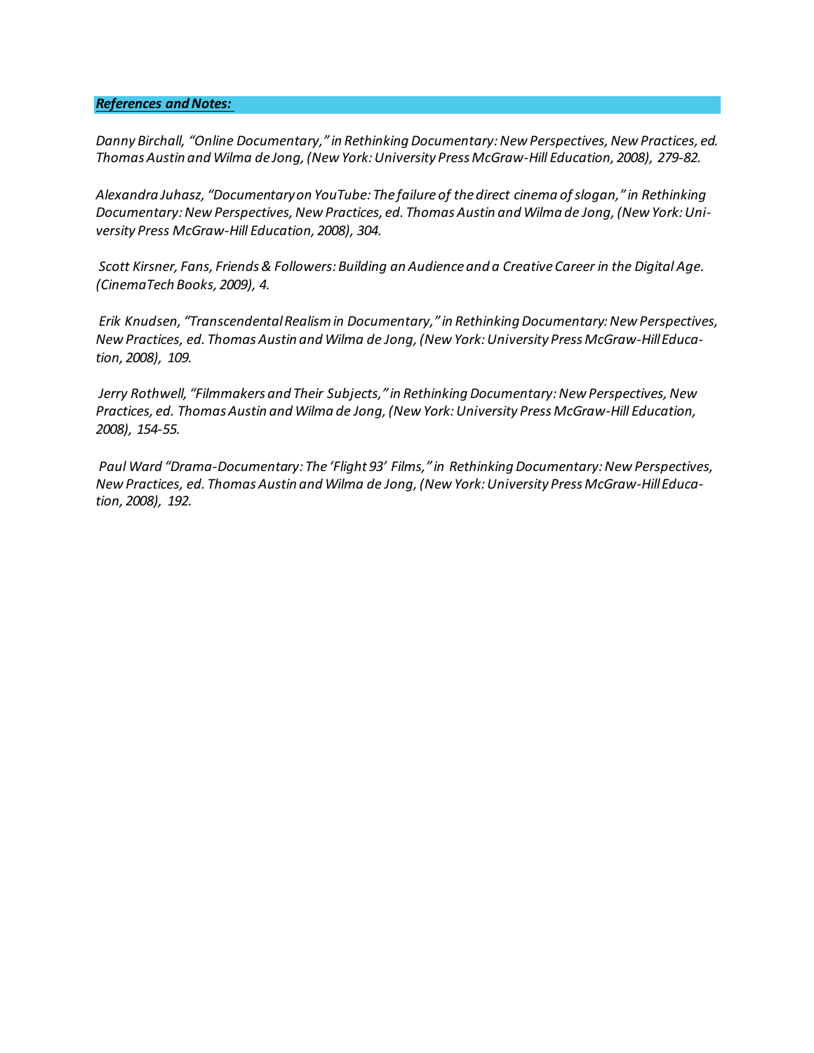***References and Notes:***

*Danny Birchall, "Online Documentary," in Rethinking Documentary: New Perspectives, New Practices, ed. Thomas Austin and Wilma de Jong, (New York: University Press McGraw-Hill Education, 2008), 279-82.*

*Alexandra Juhasz, "Documentary on YouTube: The failure of the direct cinema of slogan," in Rethinking Documentary: New Perspectives, New Practices, ed. Thomas Austin and Wilma de Jong, (New York: University Press McGraw-Hill Education, 2008), 304.*

*Scott Kirsner, Fans, Friends & Followers: Building an Audience and a Creative Career in the Digital Age. (CinemaTech Books, 2009), 4.*

*Erik Knudsen, "Transcendental Realism in Documentary," in Rethinking Documentary: New Perspectives, New Practices, ed. Thomas Austin and Wilma de Jong, (New York: University Press McGraw-Hill Education, 2008), 109.*

*Jerry Rothwell, "Filmmakers and Their Subjects," in Rethinking Documentary: New Perspectives, New Practices, ed. Thomas Austin and Wilma de Jong, (New York: University Press McGraw-Hill Education, 2008), 154-55.*

*Paul Ward "Drama-Documentary: The 'Flight 93' Films," in Rethinking Documentary: New Perspectives, New Practices, ed. Thomas Austin and Wilma de Jong, (New York: University Press McGraw-Hill Education, 2008), 192.*